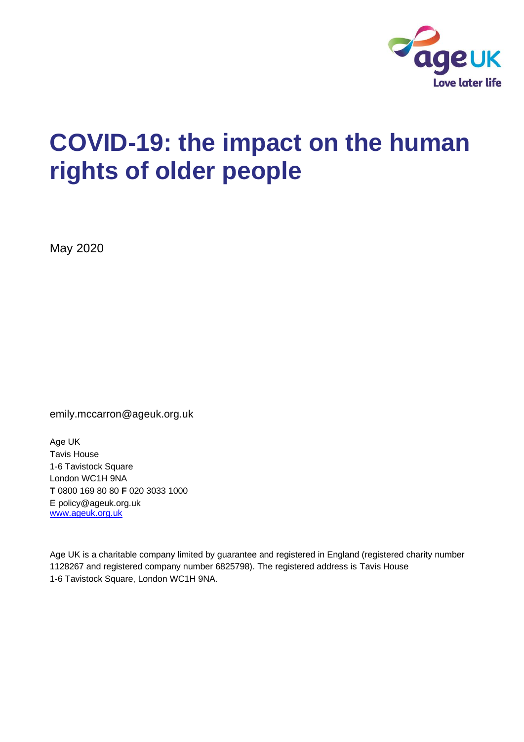# COVID-19: the impact on the human rights of older people

May 2020

emily.mccarron@ageuk.org.uk

Age UK
Tavis House
1-6 Tavistock Square
London WC1H 9NA
**T** 0800 169 80 80 **F** 020 3033 1000
E policy@ageuk.org.uk
[www.ageuk.org.uk](http://www.ageuk.org.uk)

Age UK is a charitable company limited by guarantee and registered in England (registered charity number 1128267 and registered company number 6825798). The registered address is Tavis House 1-6 Tavistock Square, London WC1H 9NA.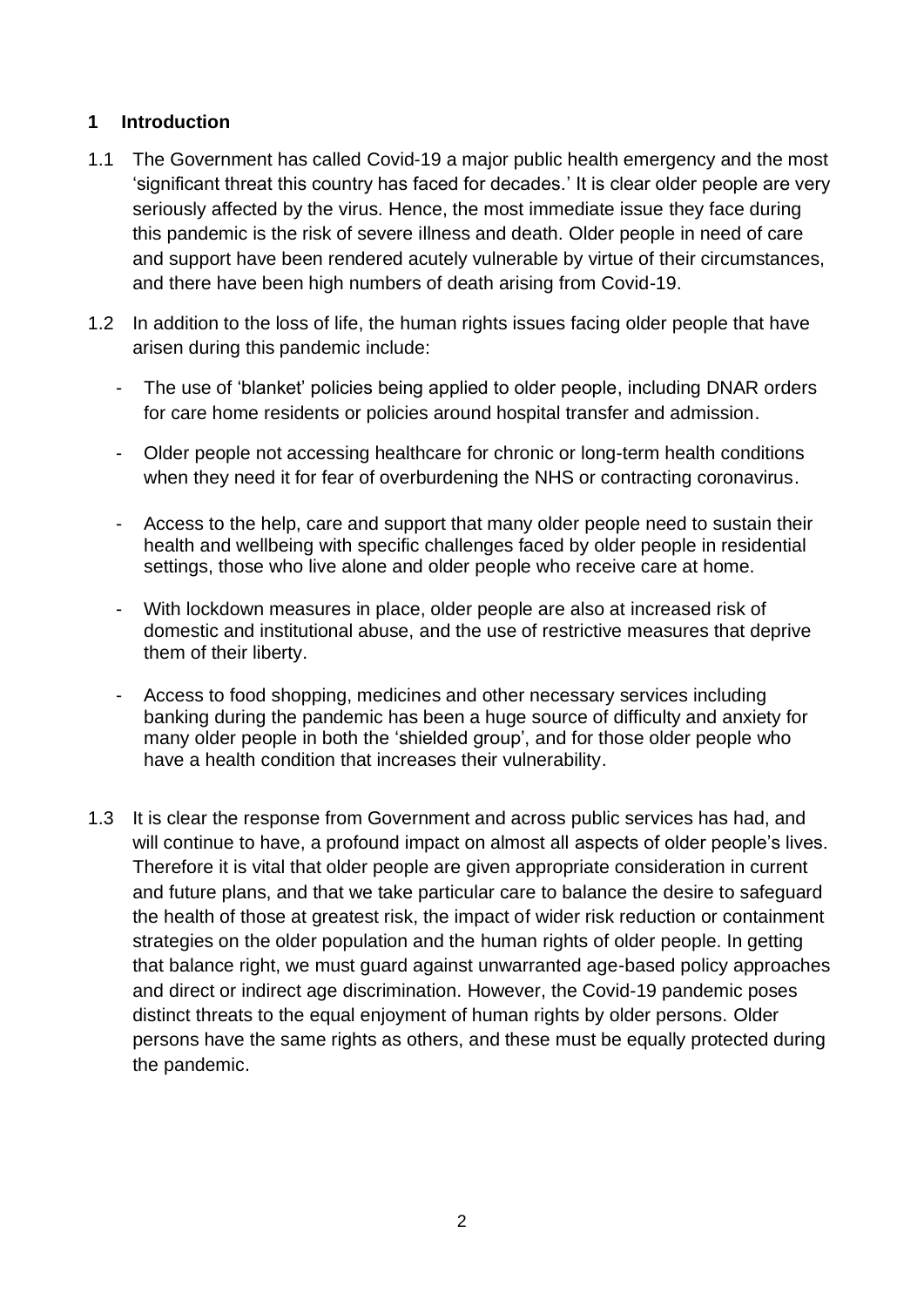## 1 Introduction

1.1 The Government has called Covid-19 a major public health emergency and the most 'significant threat this country has faced for decades.' It is clear older people are very seriously affected by the virus. Hence, the most immediate issue they face during this pandemic is the risk of severe illness and death. Older people in need of care and support have been rendered acutely vulnerable by virtue of their circumstances, and there have been high numbers of death arising from Covid-19.

1.2 In addition to the loss of life, the human rights issues facing older people that have arisen during this pandemic include:

- The use of 'blanket' policies being applied to older people, including DNAR orders for care home residents or policies around hospital transfer and admission.
- Older people not accessing healthcare for chronic or long-term health conditions when they need it for fear of overburdening the NHS or contracting coronavirus.
- Access to the help, care and support that many older people need to sustain their health and wellbeing with specific challenges faced by older people in residential settings, those who live alone and older people who receive care at home.
- With lockdown measures in place, older people are also at increased risk of domestic and institutional abuse, and the use of restrictive measures that deprive them of their liberty.
- Access to food shopping, medicines and other necessary services including banking during the pandemic has been a huge source of difficulty and anxiety for many older people in both the 'shielded group', and for those older people who have a health condition that increases their vulnerability.

1.3 It is clear the response from Government and across public services has had, and will continue to have, a profound impact on almost all aspects of older people's lives. Therefore it is vital that older people are given appropriate consideration in current and future plans, and that we take particular care to balance the desire to safeguard the health of those at greatest risk, the impact of wider risk reduction or containment strategies on the older population and the human rights of older people. In getting that balance right, we must guard against unwarranted age-based policy approaches and direct or indirect age discrimination. However, the Covid-19 pandemic poses distinct threats to the equal enjoyment of human rights by older persons. Older persons have the same rights as others, and these must be equally protected during the pandemic.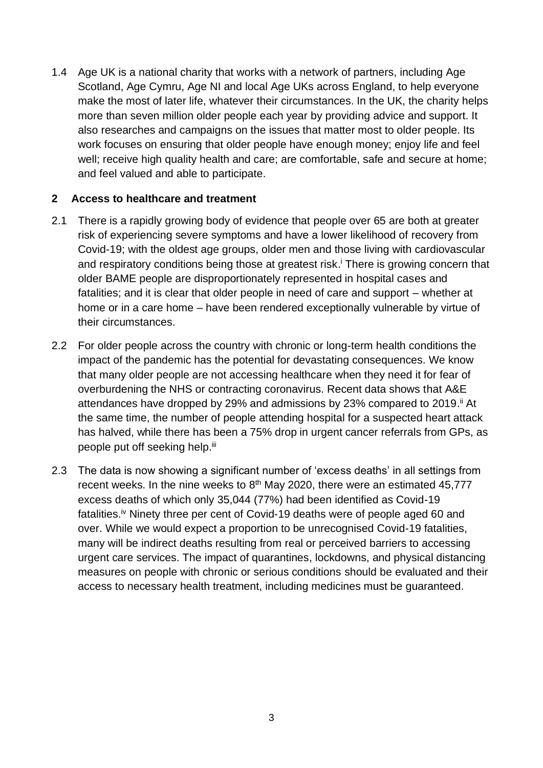1.4 Age UK is a national charity that works with a network of partners, including Age Scotland, Age Cymru, Age NI and local Age UKs across England, to help everyone make the most of later life, whatever their circumstances. In the UK, the charity helps more than seven million older people each year by providing advice and support. It also researches and campaigns on the issues that matter most to older people. Its work focuses on ensuring that older people have enough money; enjoy life and feel well; receive high quality health and care; are comfortable, safe and secure at home; and feel valued and able to participate.

## 2 Access to healthcare and treatment

2.1 There is a rapidly growing body of evidence that people over 65 are both at greater risk of experiencing severe symptoms and have a lower likelihood of recovery from Covid-19; with the oldest age groups, older men and those living with cardiovascular and respiratory conditions being those at greatest risk.[i] There is growing concern that older BAME people are disproportionately represented in hospital cases and fatalities; and it is clear that older people in need of care and support – whether at home or in a care home – have been rendered exceptionally vulnerable by virtue of their circumstances.

2.2 For older people across the country with chronic or long-term health conditions the impact of the pandemic has the potential for devastating consequences. We know that many older people are not accessing healthcare when they need it for fear of overburdening the NHS or contracting coronavirus. Recent data shows that A&E attendances have dropped by 29% and admissions by 23% compared to 2019.[ii] At the same time, the number of people attending hospital for a suspected heart attack has halved, while there has been a 75% drop in urgent cancer referrals from GPs, as people put off seeking help.[iii]

2.3 The data is now showing a significant number of 'excess deaths' in all settings from recent weeks. In the nine weeks to 8th May 2020, there were an estimated 45,777 excess deaths of which only 35,044 (77%) had been identified as Covid-19 fatalities.[iv] Ninety three per cent of Covid-19 deaths were of people aged 60 and over. While we would expect a proportion to be unrecognised Covid-19 fatalities, many will be indirect deaths resulting from real or perceived barriers to accessing urgent care services. The impact of quarantines, lockdowns, and physical distancing measures on people with chronic or serious conditions should be evaluated and their access to necessary health treatment, including medicines must be guaranteed.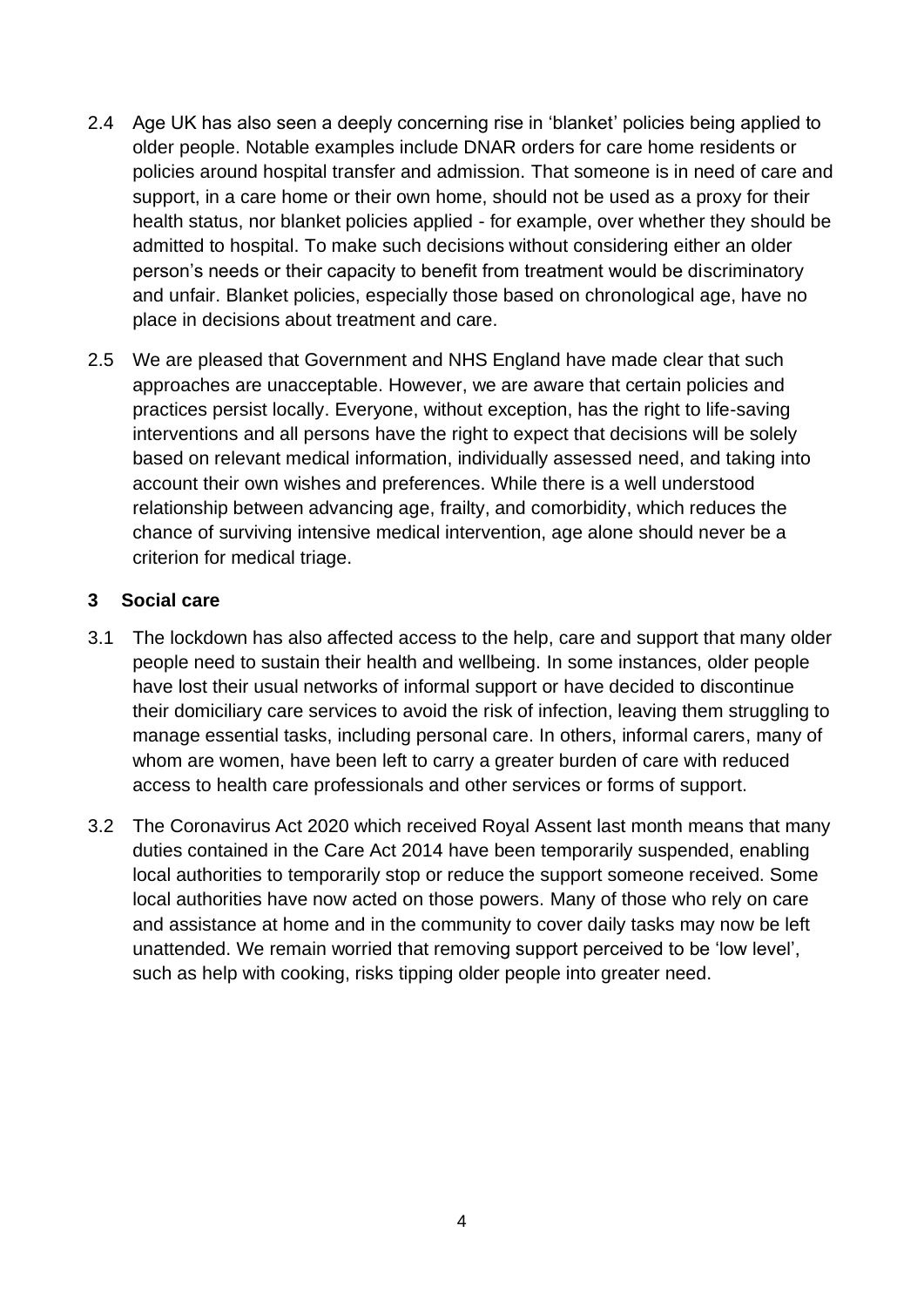2.4 Age UK has also seen a deeply concerning rise in 'blanket' policies being applied to older people. Notable examples include DNAR orders for care home residents or policies around hospital transfer and admission. That someone is in need of care and support, in a care home or their own home, should not be used as a proxy for their health status, nor blanket policies applied - for example, over whether they should be admitted to hospital. To make such decisions without considering either an older person's needs or their capacity to benefit from treatment would be discriminatory and unfair. Blanket policies, especially those based on chronological age, have no place in decisions about treatment and care.

2.5 We are pleased that Government and NHS England have made clear that such approaches are unacceptable. However, we are aware that certain policies and practices persist locally. Everyone, without exception, has the right to life-saving interventions and all persons have the right to expect that decisions will be solely based on relevant medical information, individually assessed need, and taking into account their own wishes and preferences. While there is a well understood relationship between advancing age, frailty, and comorbidity, which reduces the chance of surviving intensive medical intervention, age alone should never be a criterion for medical triage.

## 3 Social care

3.1 The lockdown has also affected access to the help, care and support that many older people need to sustain their health and wellbeing. In some instances, older people have lost their usual networks of informal support or have decided to discontinue their domiciliary care services to avoid the risk of infection, leaving them struggling to manage essential tasks, including personal care. In others, informal carers, many of whom are women, have been left to carry a greater burden of care with reduced access to health care professionals and other services or forms of support.

3.2 The Coronavirus Act 2020 which received Royal Assent last month means that many duties contained in the Care Act 2014 have been temporarily suspended, enabling local authorities to temporarily stop or reduce the support someone received. Some local authorities have now acted on those powers. Many of those who rely on care and assistance at home and in the community to cover daily tasks may now be left unattended. We remain worried that removing support perceived to be 'low level', such as help with cooking, risks tipping older people into greater need.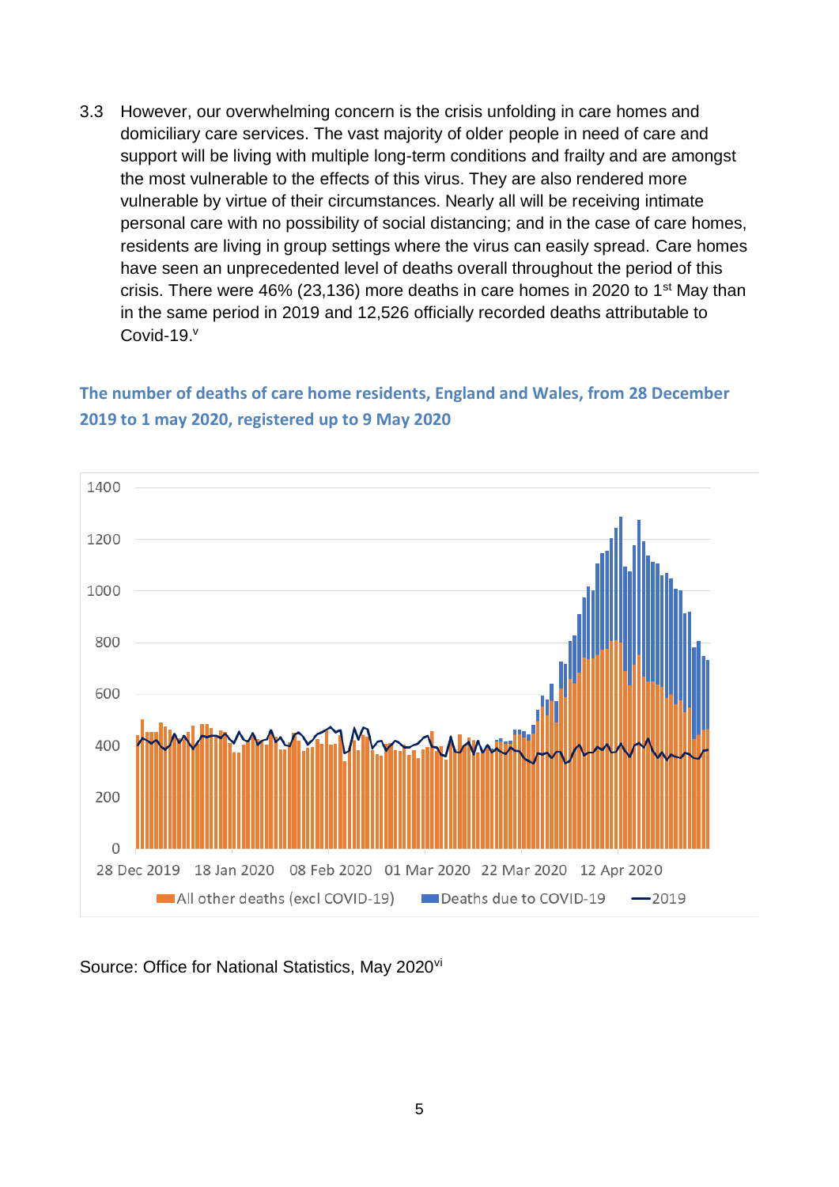3.3 However, our overwhelming concern is the crisis unfolding in care homes and domiciliary care services. The vast majority of older people in need of care and support will be living with multiple long-term conditions and frailty and are amongst the most vulnerable to the effects of this virus. They are also rendered more vulnerable by virtue of their circumstances. Nearly all will be receiving intimate personal care with no possibility of social distancing; and in the case of care homes, residents are living in group settings where the virus can easily spread. Care homes have seen an unprecedented level of deaths overall throughout the period of this crisis. There were 46% (23,136) more deaths in care homes in 2020 to 1st May than in the same period in 2019 and 12,526 officially recorded deaths attributable to Covid-19.[v]

**The number of deaths of care home residents, England and Wales, from 28 December 2019 to 1 may 2020, registered up to 9 May 2020**

Source: Office for National Statistics, May 2020[vi]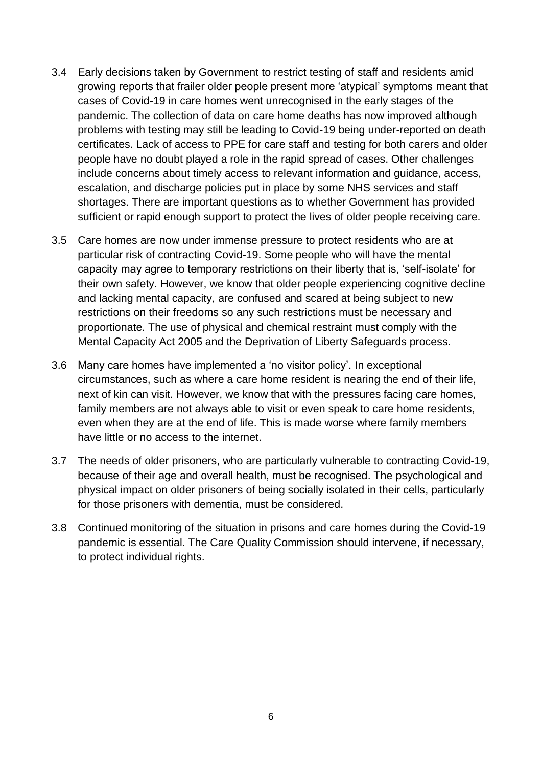3.4 Early decisions taken by Government to restrict testing of staff and residents amid growing reports that frailer older people present more 'atypical' symptoms meant that cases of Covid-19 in care homes went unrecognised in the early stages of the pandemic. The collection of data on care home deaths has now improved although problems with testing may still be leading to Covid-19 being under-reported on death certificates. Lack of access to PPE for care staff and testing for both carers and older people have no doubt played a role in the rapid spread of cases. Other challenges include concerns about timely access to relevant information and guidance, access, escalation, and discharge policies put in place by some NHS services and staff shortages. There are important questions as to whether Government has provided sufficient or rapid enough support to protect the lives of older people receiving care.

3.5 Care homes are now under immense pressure to protect residents who are at particular risk of contracting Covid-19. Some people who will have the mental capacity may agree to temporary restrictions on their liberty that is, 'self-isolate' for their own safety. However, we know that older people experiencing cognitive decline and lacking mental capacity, are confused and scared at being subject to new restrictions on their freedoms so any such restrictions must be necessary and proportionate. The use of physical and chemical restraint must comply with the Mental Capacity Act 2005 and the Deprivation of Liberty Safeguards process.

3.6 Many care homes have implemented a 'no visitor policy'. In exceptional circumstances, such as where a care home resident is nearing the end of their life, next of kin can visit. However, we know that with the pressures facing care homes, family members are not always able to visit or even speak to care home residents, even when they are at the end of life. This is made worse where family members have little or no access to the internet.

3.7 The needs of older prisoners, who are particularly vulnerable to contracting Covid-19, because of their age and overall health, must be recognised. The psychological and physical impact on older prisoners of being socially isolated in their cells, particularly for those prisoners with dementia, must be considered.

3.8 Continued monitoring of the situation in prisons and care homes during the Covid-19 pandemic is essential. The Care Quality Commission should intervene, if necessary, to protect individual rights.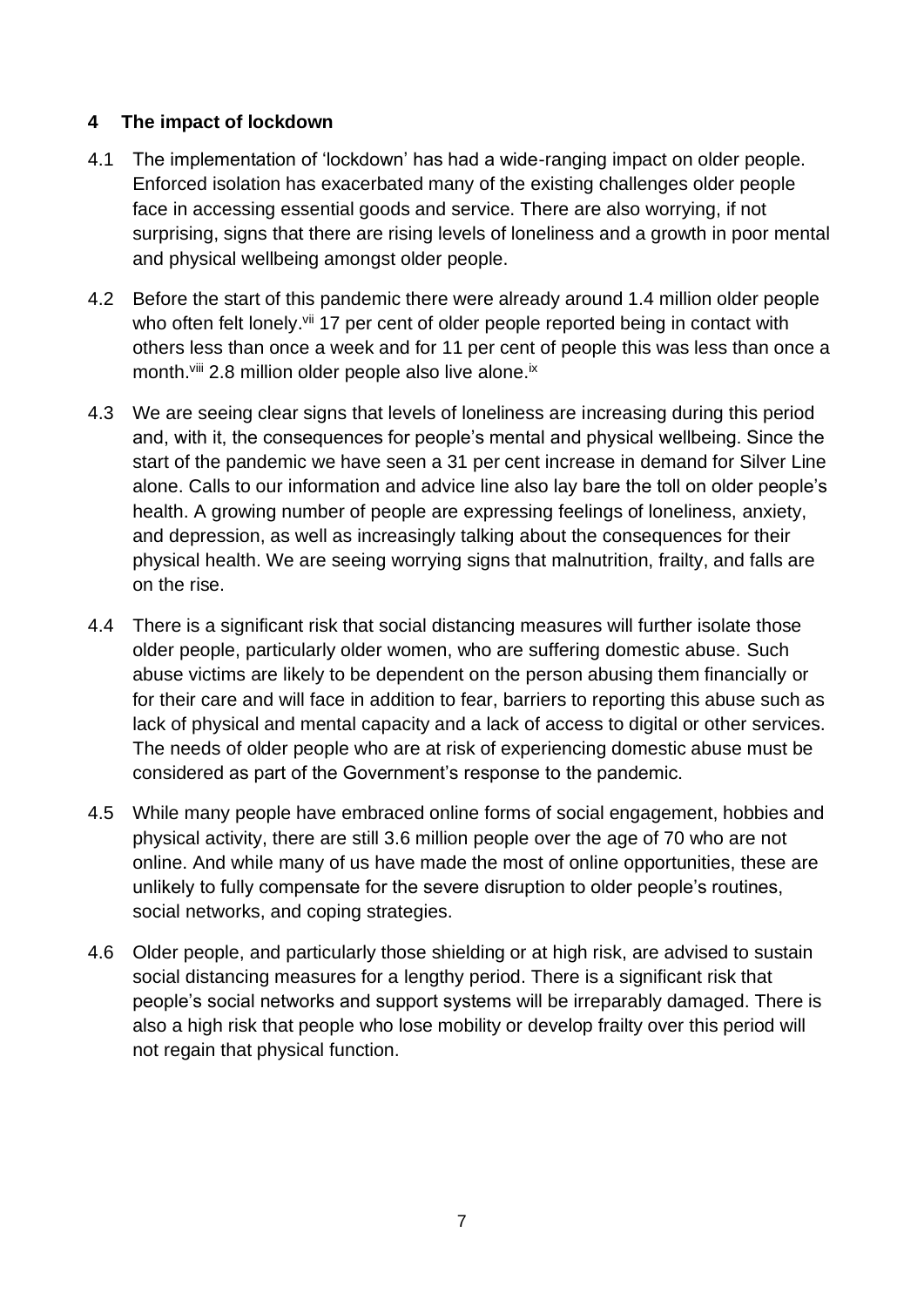## 4 The impact of lockdown

4.1 The implementation of 'lockdown' has had a wide-ranging impact on older people. Enforced isolation has exacerbated many of the existing challenges older people face in accessing essential goods and service. There are also worrying, if not surprising, signs that there are rising levels of loneliness and a growth in poor mental and physical wellbeing amongst older people.

4.2 Before the start of this pandemic there were already around 1.4 million older people who often felt lonely.[vii] 17 per cent of older people reported being in contact with others less than once a week and for 11 per cent of people this was less than once a month.[viii] 2.8 million older people also live alone.[ix]

4.3 We are seeing clear signs that levels of loneliness are increasing during this period and, with it, the consequences for people's mental and physical wellbeing. Since the start of the pandemic we have seen a 31 per cent increase in demand for Silver Line alone. Calls to our information and advice line also lay bare the toll on older people's health. A growing number of people are expressing feelings of loneliness, anxiety, and depression, as well as increasingly talking about the consequences for their physical health. We are seeing worrying signs that malnutrition, frailty, and falls are on the rise.

4.4 There is a significant risk that social distancing measures will further isolate those older people, particularly older women, who are suffering domestic abuse. Such abuse victims are likely to be dependent on the person abusing them financially or for their care and will face in addition to fear, barriers to reporting this abuse such as lack of physical and mental capacity and a lack of access to digital or other services. The needs of older people who are at risk of experiencing domestic abuse must be considered as part of the Government's response to the pandemic.

4.5 While many people have embraced online forms of social engagement, hobbies and physical activity, there are still 3.6 million people over the age of 70 who are not online. And while many of us have made the most of online opportunities, these are unlikely to fully compensate for the severe disruption to older people's routines, social networks, and coping strategies.

4.6 Older people, and particularly those shielding or at high risk, are advised to sustain social distancing measures for a lengthy period. There is a significant risk that people's social networks and support systems will be irreparably damaged. There is also a high risk that people who lose mobility or develop frailty over this period will not regain that physical function.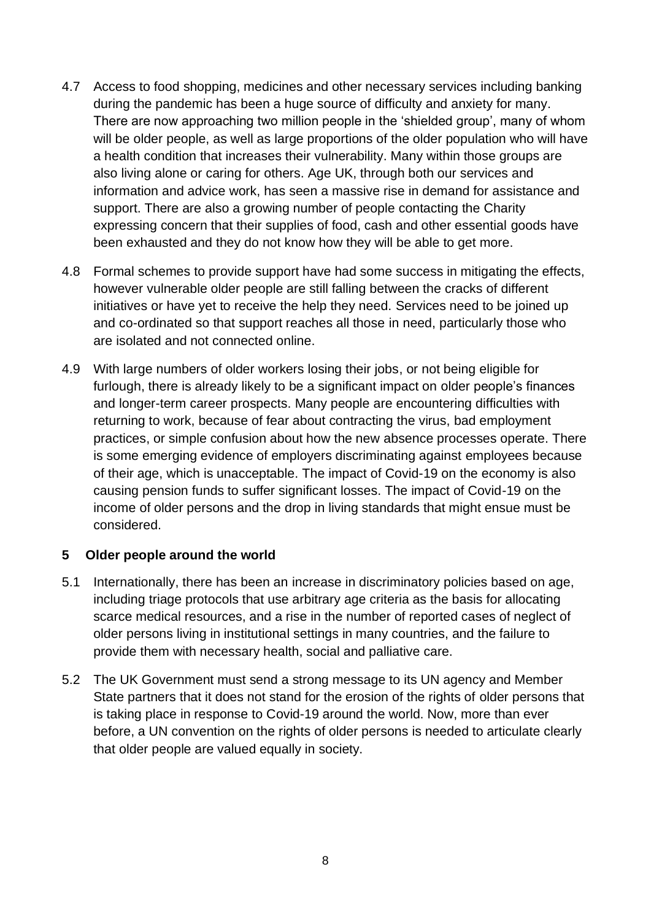4.7 Access to food shopping, medicines and other necessary services including banking during the pandemic has been a huge source of difficulty and anxiety for many. There are now approaching two million people in the 'shielded group', many of whom will be older people, as well as large proportions of the older population who will have a health condition that increases their vulnerability. Many within those groups are also living alone or caring for others. Age UK, through both our services and information and advice work, has seen a massive rise in demand for assistance and support. There are also a growing number of people contacting the Charity expressing concern that their supplies of food, cash and other essential goods have been exhausted and they do not know how they will be able to get more.

4.8 Formal schemes to provide support have had some success in mitigating the effects, however vulnerable older people are still falling between the cracks of different initiatives or have yet to receive the help they need. Services need to be joined up and co-ordinated so that support reaches all those in need, particularly those who are isolated and not connected online.

4.9 With large numbers of older workers losing their jobs, or not being eligible for furlough, there is already likely to be a significant impact on older people's finances and longer-term career prospects. Many people are encountering difficulties with returning to work, because of fear about contracting the virus, bad employment practices, or simple confusion about how the new absence processes operate. There is some emerging evidence of employers discriminating against employees because of their age, which is unacceptable. The impact of Covid-19 on the economy is also causing pension funds to suffer significant losses. The impact of Covid-19 on the income of older persons and the drop in living standards that might ensue must be considered.

## 5 Older people around the world

5.1 Internationally, there has been an increase in discriminatory policies based on age, including triage protocols that use arbitrary age criteria as the basis for allocating scarce medical resources, and a rise in the number of reported cases of neglect of older persons living in institutional settings in many countries, and the failure to provide them with necessary health, social and palliative care.

5.2 The UK Government must send a strong message to its UN agency and Member State partners that it does not stand for the erosion of the rights of older persons that is taking place in response to Covid-19 around the world. Now, more than ever before, a UN convention on the rights of older persons is needed to articulate clearly that older people are valued equally in society.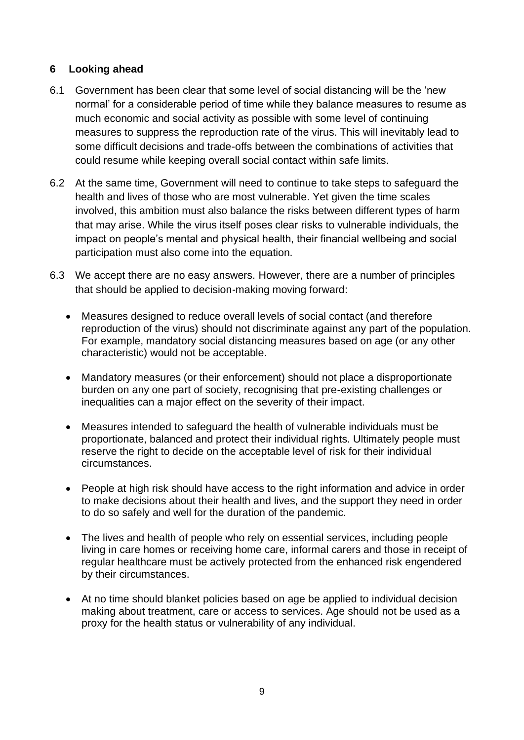## 6 Looking ahead

6.1 Government has been clear that some level of social distancing will be the 'new normal' for a considerable period of time while they balance measures to resume as much economic and social activity as possible with some level of continuing measures to suppress the reproduction rate of the virus. This will inevitably lead to some difficult decisions and trade-offs between the combinations of activities that could resume while keeping overall social contact within safe limits.

6.2 At the same time, Government will need to continue to take steps to safeguard the health and lives of those who are most vulnerable. Yet given the time scales involved, this ambition must also balance the risks between different types of harm that may arise. While the virus itself poses clear risks to vulnerable individuals, the impact on people's mental and physical health, their financial wellbeing and social participation must also come into the equation.

6.3 We accept there are no easy answers. However, there are a number of principles that should be applied to decision-making moving forward:

- Measures designed to reduce overall levels of social contact (and therefore reproduction of the virus) should not discriminate against any part of the population. For example, mandatory social distancing measures based on age (or any other characteristic) would not be acceptable.
- Mandatory measures (or their enforcement) should not place a disproportionate burden on any one part of society, recognising that pre-existing challenges or inequalities can a major effect on the severity of their impact.
- Measures intended to safeguard the health of vulnerable individuals must be proportionate, balanced and protect their individual rights. Ultimately people must reserve the right to decide on the acceptable level of risk for their individual circumstances.
- People at high risk should have access to the right information and advice in order to make decisions about their health and lives, and the support they need in order to do so safely and well for the duration of the pandemic.
- The lives and health of people who rely on essential services, including people living in care homes or receiving home care, informal carers and those in receipt of regular healthcare must be actively protected from the enhanced risk engendered by their circumstances.
- At no time should blanket policies based on age be applied to individual decision making about treatment, care or access to services. Age should not be used as a proxy for the health status or vulnerability of any individual.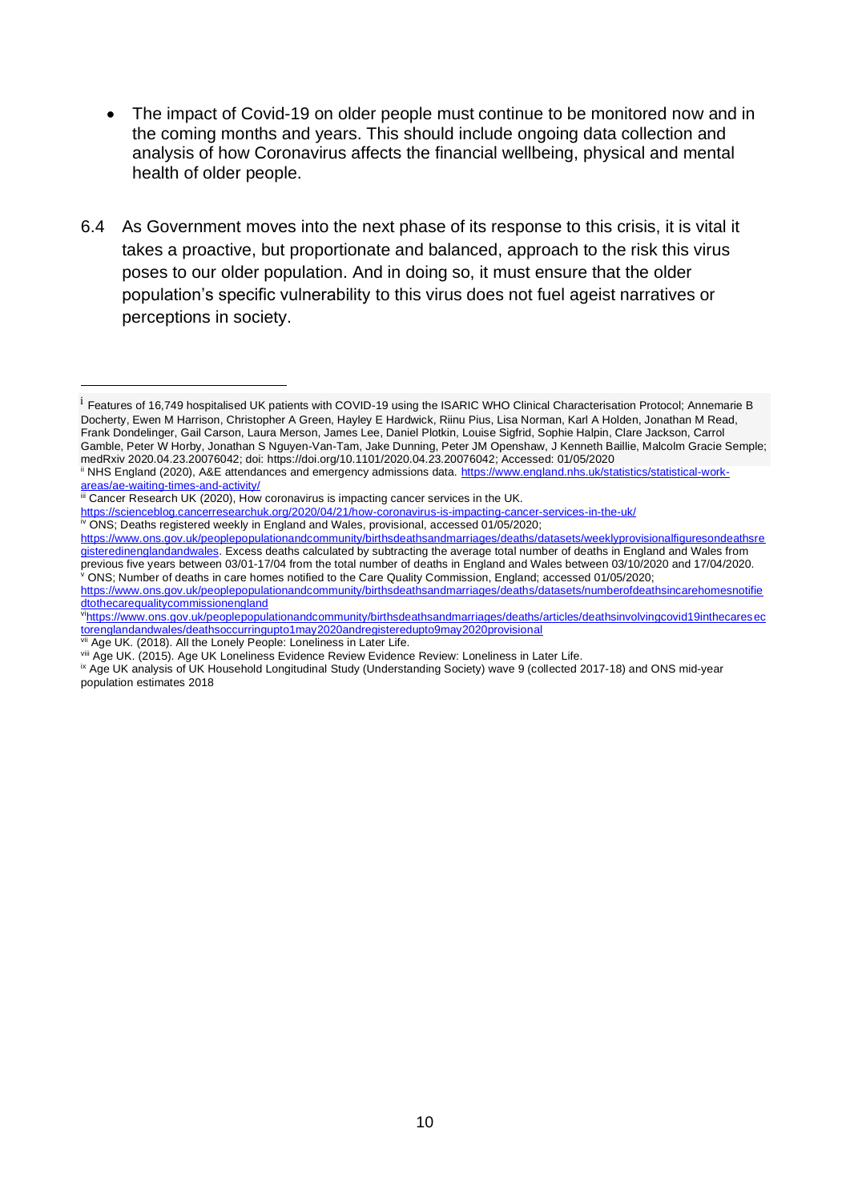- The impact of Covid-19 on older people must continue to be monitored now and in the coming months and years. This should include ongoing data collection and analysis of how Coronavirus affects the financial wellbeing, physical and mental health of older people.

6.4 As Government moves into the next phase of its response to this crisis, it is vital it takes a proactive, but proportionate and balanced, approach to the risk this virus poses to our older population. And in doing so, it must ensure that the older population's specific vulnerability to this virus does not fuel ageist narratives or perceptions in society.

---

[i] Features of 16,749 hospitalised UK patients with COVID-19 using the ISARIC WHO Clinical Characterisation Protocol; Annemarie B Docherty, Ewen M Harrison, Christopher A Green, Hayley E Hardwick, Riinu Pius, Lisa Norman, Karl A Holden, Jonathan M Read, Frank Dondelinger, Gail Carson, Laura Merson, James Lee, Daniel Plotkin, Louise Sigfrid, Sophie Halpin, Clare Jackson, Carrol Gamble, Peter W Horby, Jonathan S Nguyen-Van-Tam, Jake Dunning, Peter JM Openshaw, J Kenneth Baillie, Malcolm Gracie Semple; medRxiv 2020.04.23.20076042; doi: https://doi.org/10.1101/2020.04.23.20076042; Accessed: 01/05/2020

[ii] NHS England (2020), A&E attendances and emergency admissions data. https://www.england.nhs.uk/statistics/statistical-work-areas/ae-waiting-times-and-activity/

[iii] Cancer Research UK (2020), How coronavirus is impacting cancer services in the UK. https://scienceblog.cancerresearchuk.org/2020/04/21/how-coronavirus-is-impacting-cancer-services-in-the-uk/

[iv] ONS; Deaths registered weekly in England and Wales, provisional, accessed 01/05/2020; https://www.ons.gov.uk/peoplepopulationandcommunity/birthsdeathsandmarriages/deaths/datasets/weeklyprovisionalfiguresondeathsregisteredinenglandandwales. Excess deaths calculated by subtracting the average total number of deaths in England and Wales from previous five years between 03/01-17/04 from the total number of deaths in England and Wales between 03/10/2020 and 17/04/2020.

[v] ONS; Number of deaths in care homes notified to the Care Quality Commission, England; accessed 01/05/2020; https://www.ons.gov.uk/peoplepopulationandcommunity/birthsdeathsandmarriages/deaths/datasets/numberofdeathsincarehomesnotifiedtothecarequalitycommissionengland

[vi] https://www.ons.gov.uk/peoplepopulationandcommunity/birthsdeathsandmarriages/deaths/articles/deathsinvolvingcovid19inthecaresectorenglandandwales/deathsoccurringupto1may2020andregisteredupto9may2020provisional

[vii] Age UK. (2018). All the Lonely People: Loneliness in Later Life.

[viii] Age UK. (2015). Age UK Loneliness Evidence Review Evidence Review: Loneliness in Later Life.

[ix] Age UK analysis of UK Household Longitudinal Study (Understanding Society) wave 9 (collected 2017-18) and ONS mid-year population estimates 2018